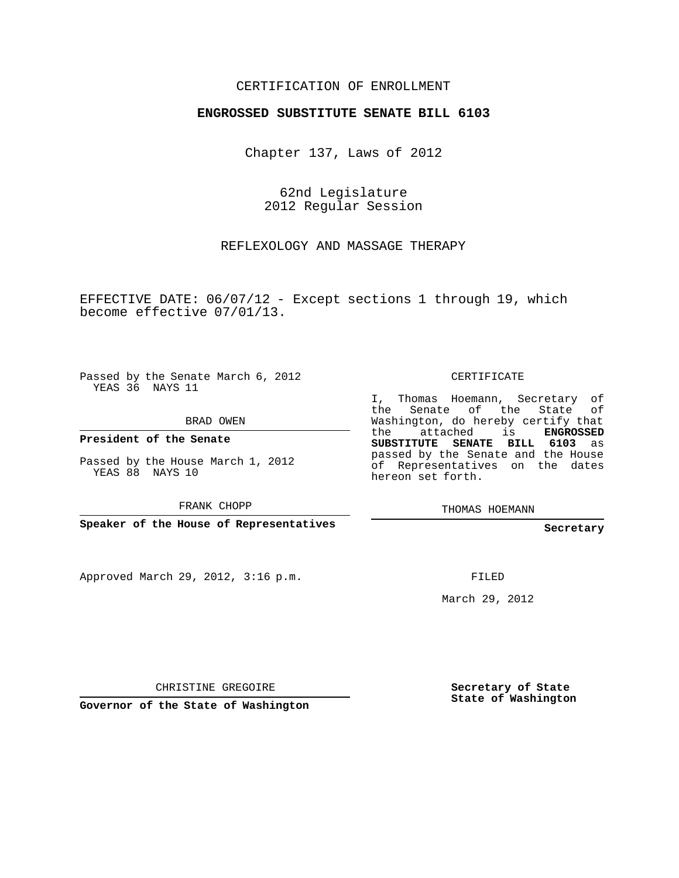CERTIFICATION OF ENROLLMENT

**ENGROSSED SUBSTITUTE SENATE BILL 6103**

Chapter 137, Laws of 2012

62nd Legislature
2012 Regular Session

REFLEXOLOGY AND MASSAGE THERAPY

EFFECTIVE DATE: 06/07/12 - Except sections 1 through 19, which become effective 07/01/13.

Passed by the Senate March 6, 2012
YEAS 36 NAYS 11

BRAD OWEN

**President of the Senate**

Passed by the House March 1, 2012
YEAS 88 NAYS 10

FRANK CHOPP

**Speaker of the House of Representatives**

CERTIFICATE

I, Thomas Hoemann, Secretary of the Senate of the State of Washington, do hereby certify that the attached is **ENGROSSED SUBSTITUTE SENATE BILL 6103** as passed by the Senate and the House of Representatives on the dates hereon set forth.

THOMAS HOEMANN

**Secretary**

Approved March 29, 2012, 3:16 p.m.

FILED

March 29, 2012

CHRISTINE GREGOIRE

**Governor of the State of Washington**

**Secretary of State State of Washington**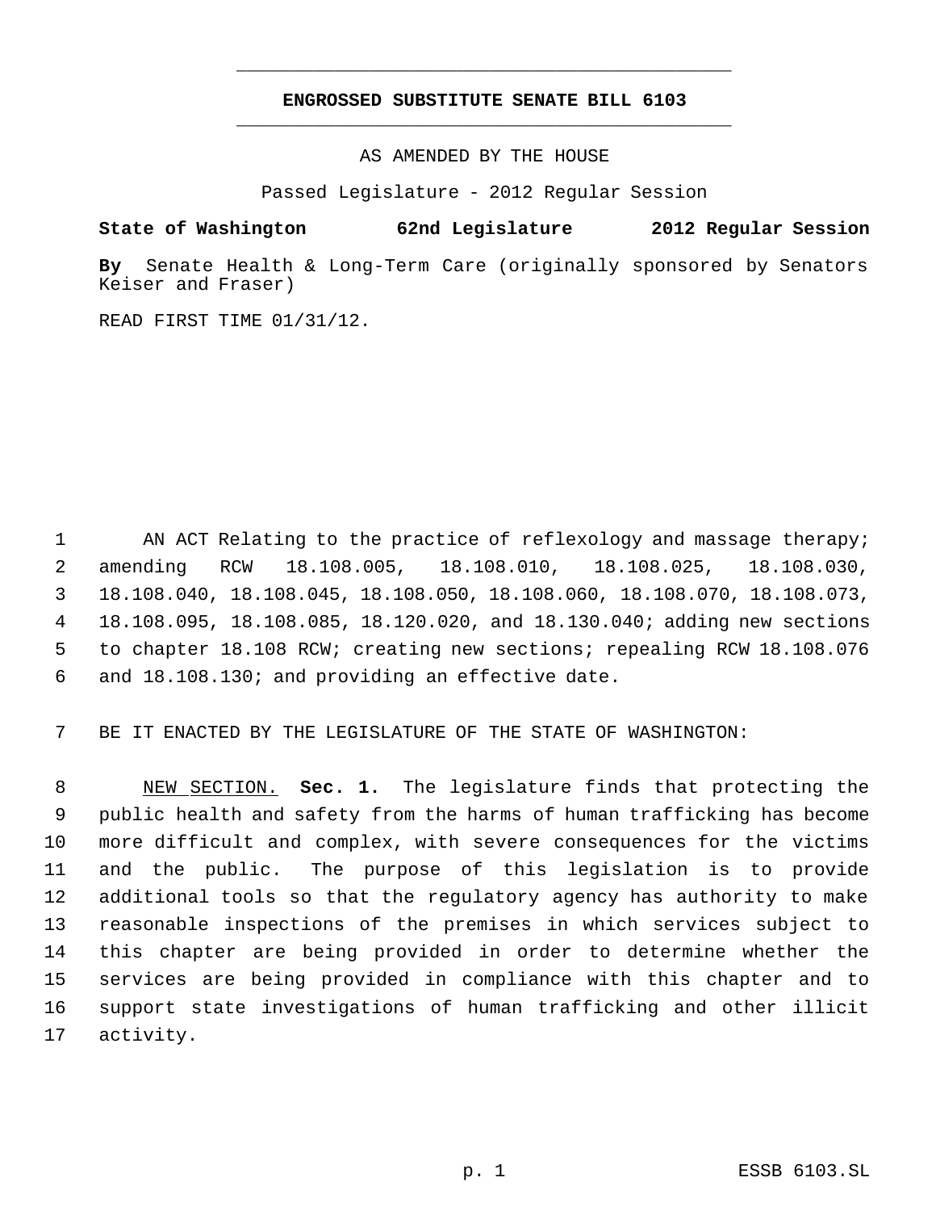# ENGROSSED SUBSTITUTE SENATE BILL 6103

AS AMENDED BY THE HOUSE

Passed Legislature - 2012 Regular Session

**State of Washington 62nd Legislature 2012 Regular Session**

**By** Senate Health & Long-Term Care (originally sponsored by Senators Keiser and Fraser)

READ FIRST TIME 01/31/12.

AN ACT Relating to the practice of reflexology and massage therapy; amending RCW 18.108.005, 18.108.010, 18.108.025, 18.108.030, 18.108.040, 18.108.045, 18.108.050, 18.108.060, 18.108.070, 18.108.073, 18.108.095, 18.108.085, 18.120.020, and 18.130.040; adding new sections to chapter 18.108 RCW; creating new sections; repealing RCW 18.108.076 and 18.108.130; and providing an effective date.

BE IT ENACTED BY THE LEGISLATURE OF THE STATE OF WASHINGTON:

NEW SECTION. **Sec. 1.** The legislature finds that protecting the public health and safety from the harms of human trafficking has become more difficult and complex, with severe consequences for the victims and the public. The purpose of this legislation is to provide additional tools so that the regulatory agency has authority to make reasonable inspections of the premises in which services subject to this chapter are being provided in order to determine whether the services are being provided in compliance with this chapter and to support state investigations of human trafficking and other illicit activity.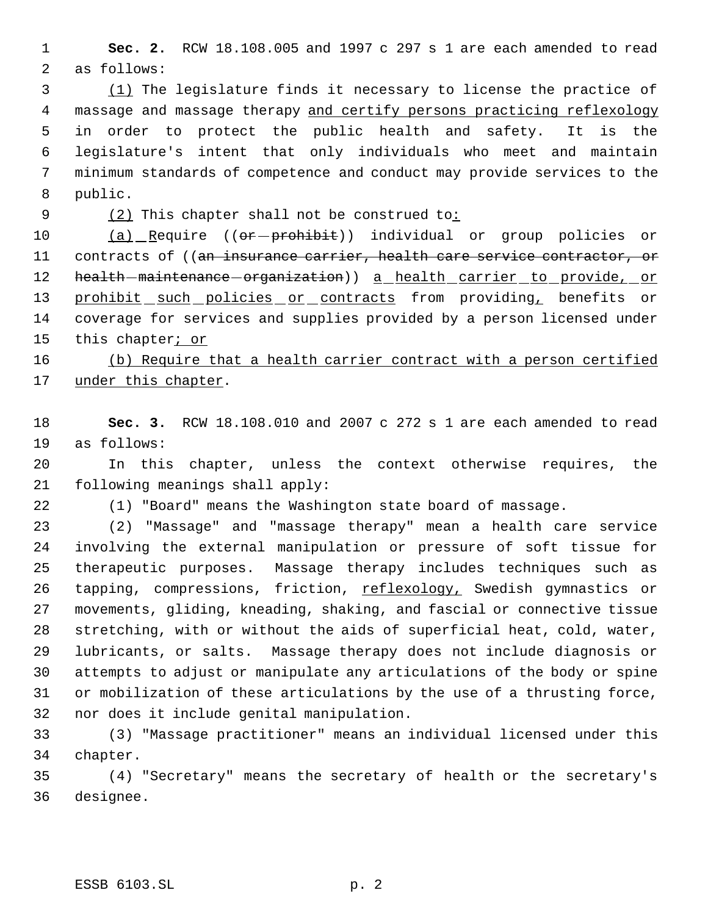**Sec. 2.** RCW 18.108.005 and 1997 c 297 s 1 are each amended to read as follows:

(1) The legislature finds it necessary to license the practice of massage and massage therapy and certify persons practicing reflexology in order to protect the public health and safety. It is the legislature's intent that only individuals who meet and maintain minimum standards of competence and conduct may provide services to the public.

(2) This chapter shall not be construed to:

(a) Require ((~~or prohibit~~)) individual or group policies or contracts of ((~~an insurance carrier, health care service contractor, or health maintenance organization~~)) a health carrier to provide, or prohibit such policies or contracts from providing, benefits or coverage for services and supplies provided by a person licensed under this chapter; or

(b) Require that a health carrier contract with a person certified under this chapter.

**Sec. 3.** RCW 18.108.010 and 2007 c 272 s 1 are each amended to read as follows:

In this chapter, unless the context otherwise requires, the following meanings shall apply:

(1) "Board" means the Washington state board of massage.

(2) "Massage" and "massage therapy" mean a health care service involving the external manipulation or pressure of soft tissue for therapeutic purposes. Massage therapy includes techniques such as tapping, compressions, friction, reflexology, Swedish gymnastics or movements, gliding, kneading, shaking, and fascial or connective tissue stretching, with or without the aids of superficial heat, cold, water, lubricants, or salts. Massage therapy does not include diagnosis or attempts to adjust or manipulate any articulations of the body or spine or mobilization of these articulations by the use of a thrusting force, nor does it include genital manipulation.

(3) "Massage practitioner" means an individual licensed under this chapter.

(4) "Secretary" means the secretary of health or the secretary's designee.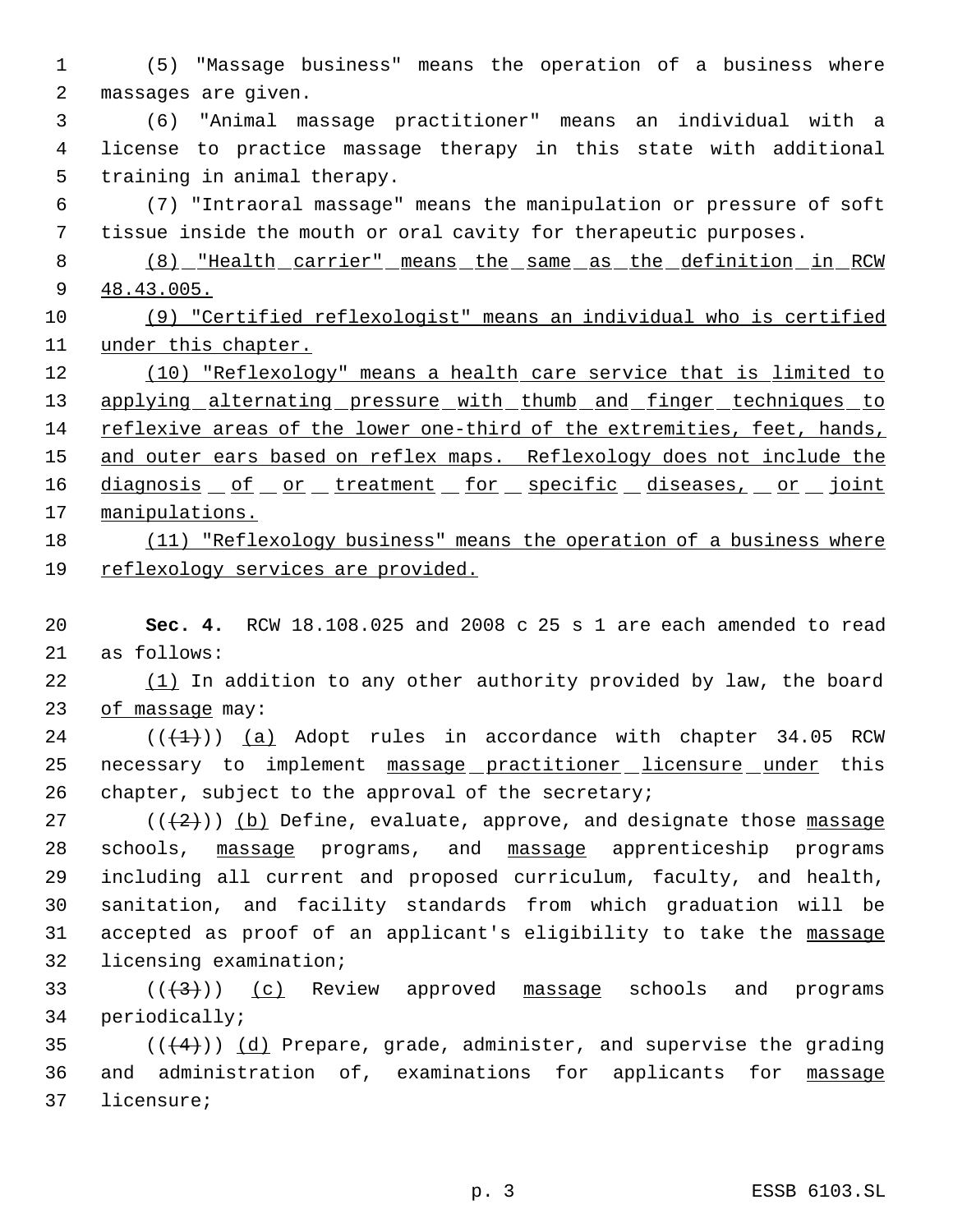(5) "Massage business" means the operation of a business where massages are given.

(6) "Animal massage practitioner" means an individual with a license to practice massage therapy in this state with additional training in animal therapy.

(7) "Intraoral massage" means the manipulation or pressure of soft tissue inside the mouth or oral cavity for therapeutic purposes.

<u>(8) "Health carrier" means the same as the definition in RCW 48.43.005.</u>

<u>(9) "Certified reflexologist" means an individual who is certified under this chapter.</u>

<u>(10) "Reflexology" means a health care service that is limited to applying alternating pressure with thumb and finger techniques to reflexive areas of the lower one-third of the extremities, feet, hands, and outer ears based on reflex maps. Reflexology does not include the diagnosis of or treatment for specific diseases, or joint manipulations.</u>

<u>(11) "Reflexology business" means the operation of a business where reflexology services are provided.</u>

**Sec. 4.** RCW 18.108.025 and 2008 c 25 s 1 are each amended to read as follows:

<u>(1)</u> In addition to any other authority provided by law, the board <u>of massage</u> may:

((~~(1)~~)) <u>(a)</u> Adopt rules in accordance with chapter 34.05 RCW necessary to implement <u>massage practitioner licensure under</u> this chapter, subject to the approval of the secretary;

((~~(2)~~)) <u>(b)</u> Define, evaluate, approve, and designate those <u>massage</u> schools, <u>massage</u> programs, and <u>massage</u> apprenticeship programs including all current and proposed curriculum, faculty, and health, sanitation, and facility standards from which graduation will be accepted as proof of an applicant's eligibility to take the <u>massage</u> licensing examination;

((~~(3)~~)) <u>(c)</u> Review approved <u>massage</u> schools and programs periodically;

((~~(4)~~)) <u>(d)</u> Prepare, grade, administer, and supervise the grading and administration of, examinations for applicants for <u>massage</u> licensure;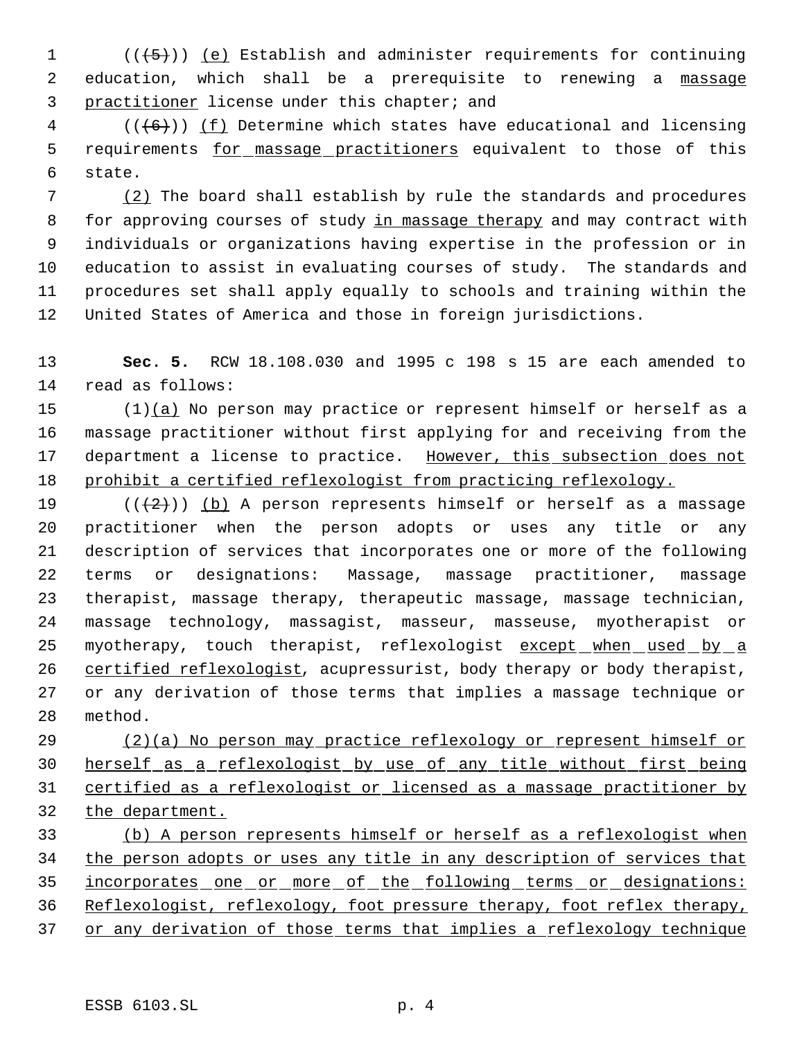(((5))) (e) Establish and administer requirements for continuing education, which shall be a prerequisite to renewing a massage practitioner license under this chapter; and

(((6))) (f) Determine which states have educational and licensing requirements for massage practitioners equivalent to those of this state.

(2) The board shall establish by rule the standards and procedures for approving courses of study in massage therapy and may contract with individuals or organizations having expertise in the profession or in education to assist in evaluating courses of study. The standards and procedures set shall apply equally to schools and training within the United States of America and those in foreign jurisdictions.

**Sec. 5.** RCW 18.108.030 and 1995 c 198 s 15 are each amended to read as follows:

(1)(a) No person may practice or represent himself or herself as a massage practitioner without first applying for and receiving from the department a license to practice. However, this subsection does not prohibit a certified reflexologist from practicing reflexology.

(((2))) (b) A person represents himself or herself as a massage practitioner when the person adopts or uses any title or any description of services that incorporates one or more of the following terms or designations: Massage, massage practitioner, massage therapist, massage therapy, therapeutic massage, massage technician, massage technology, massagist, masseur, masseuse, myotherapist or myotherapy, touch therapist, reflexologist except when used by a certified reflexologist, acupressurist, body therapy or body therapist, or any derivation of those terms that implies a massage technique or method.

(2)(a) No person may practice reflexology or represent himself or herself as a reflexologist by use of any title without first being certified as a reflexologist or licensed as a massage practitioner by the department.

(b) A person represents himself or herself as a reflexologist when the person adopts or uses any title in any description of services that incorporates one or more of the following terms or designations: Reflexologist, reflexology, foot pressure therapy, foot reflex therapy, or any derivation of those terms that implies a reflexology technique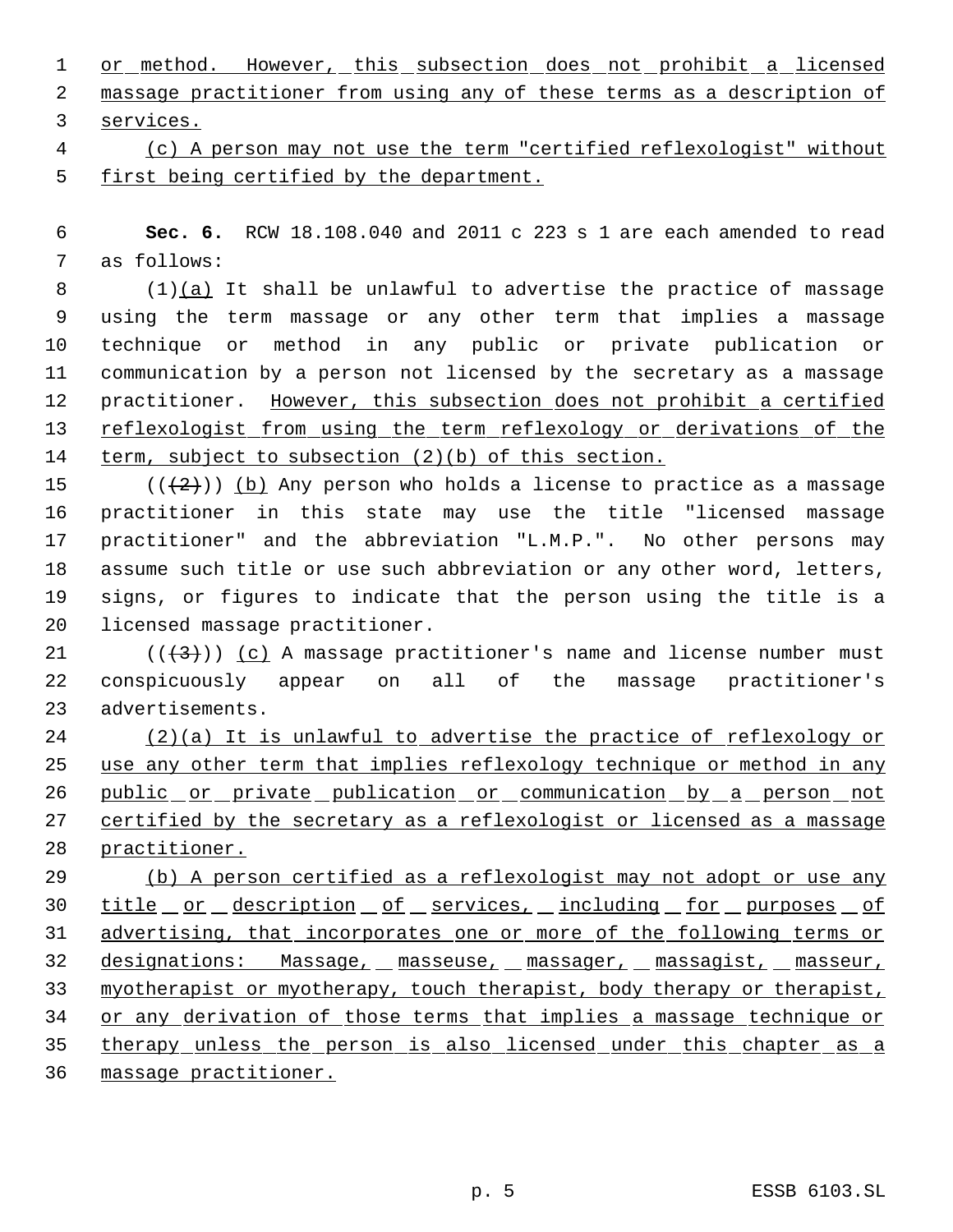or method. However, this subsection does not prohibit a licensed massage practitioner from using any of these terms as a description of services.

(c) A person may not use the term "certified reflexologist" without first being certified by the department.

**Sec. 6.** RCW 18.108.040 and 2011 c 223 s 1 are each amended to read as follows:

(1)(a) It shall be unlawful to advertise the practice of massage using the term massage or any other term that implies a massage technique or method in any public or private publication or communication by a person not licensed by the secretary as a massage practitioner. However, this subsection does not prohibit a certified reflexologist from using the term reflexology or derivations of the term, subject to subsection (2)(b) of this section.

(((2))) (b) Any person who holds a license to practice as a massage practitioner in this state may use the title "licensed massage practitioner" and the abbreviation "L.M.P.". No other persons may assume such title or use such abbreviation or any other word, letters, signs, or figures to indicate that the person using the title is a licensed massage practitioner.

(((3))) (c) A massage practitioner's name and license number must conspicuously appear on all of the massage practitioner's advertisements.

(2)(a) It is unlawful to advertise the practice of reflexology or use any other term that implies reflexology technique or method in any public or private publication or communication by a person not certified by the secretary as a reflexologist or licensed as a massage practitioner.

(b) A person certified as a reflexologist may not adopt or use any title or description of services, including for purposes of advertising, that incorporates one or more of the following terms or designations: Massage, masseuse, massager, massagist, masseur, myotherapist or myotherapy, touch therapist, body therapy or therapist, or any derivation of those terms that implies a massage technique or therapy unless the person is also licensed under this chapter as a massage practitioner.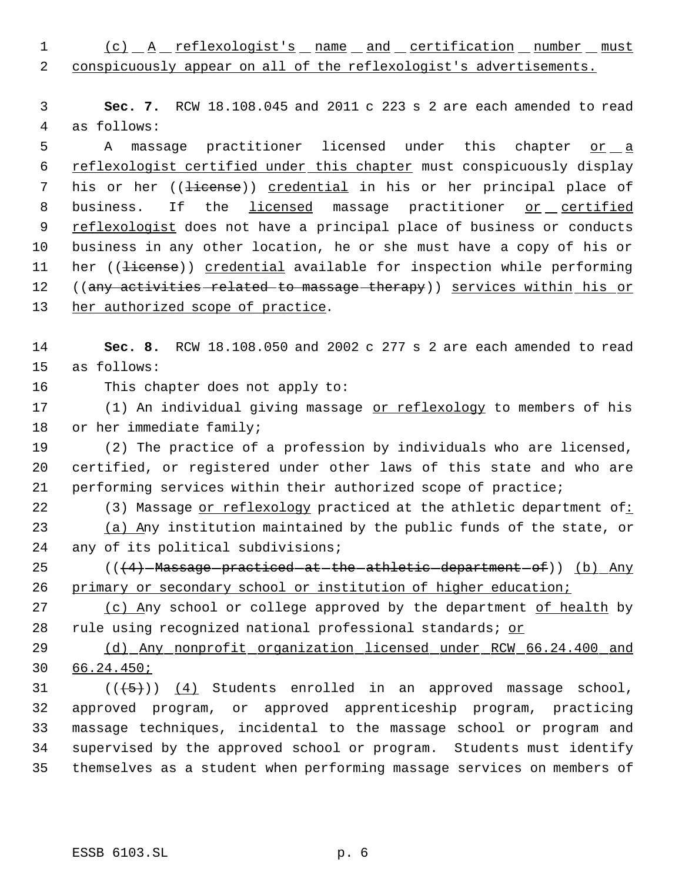(c) A reflexologist's name and certification number must conspicuously appear on all of the reflexologist's advertisements.

**Sec. 7.** RCW 18.108.045 and 2011 c 223 s 2 are each amended to read as follows:

A massage practitioner licensed under this chapter or a reflexologist certified under this chapter must conspicuously display his or her ((license)) credential in his or her principal place of business. If the licensed massage practitioner or certified reflexologist does not have a principal place of business or conducts business in any other location, he or she must have a copy of his or her ((license)) credential available for inspection while performing ((any activities related to massage therapy)) services within his or her authorized scope of practice.

**Sec. 8.** RCW 18.108.050 and 2002 c 277 s 2 are each amended to read as follows:

This chapter does not apply to:

(1) An individual giving massage or reflexology to members of his or her immediate family;

(2) The practice of a profession by individuals who are licensed, certified, or registered under other laws of this state and who are performing services within their authorized scope of practice;

(3) Massage or reflexology practiced at the athletic department of:

(a) Any institution maintained by the public funds of the state, or any of its political subdivisions;

(((4) Massage practiced at the athletic department of)) (b) Any primary or secondary school or institution of higher education;

(c) Any school or college approved by the department of health by rule using recognized national professional standards; or

(d) Any nonprofit organization licensed under RCW 66.24.400 and 66.24.450;

(((5))) (4) Students enrolled in an approved massage school, approved program, or approved apprenticeship program, practicing massage techniques, incidental to the massage school or program and supervised by the approved school or program. Students must identify themselves as a student when performing massage services on members of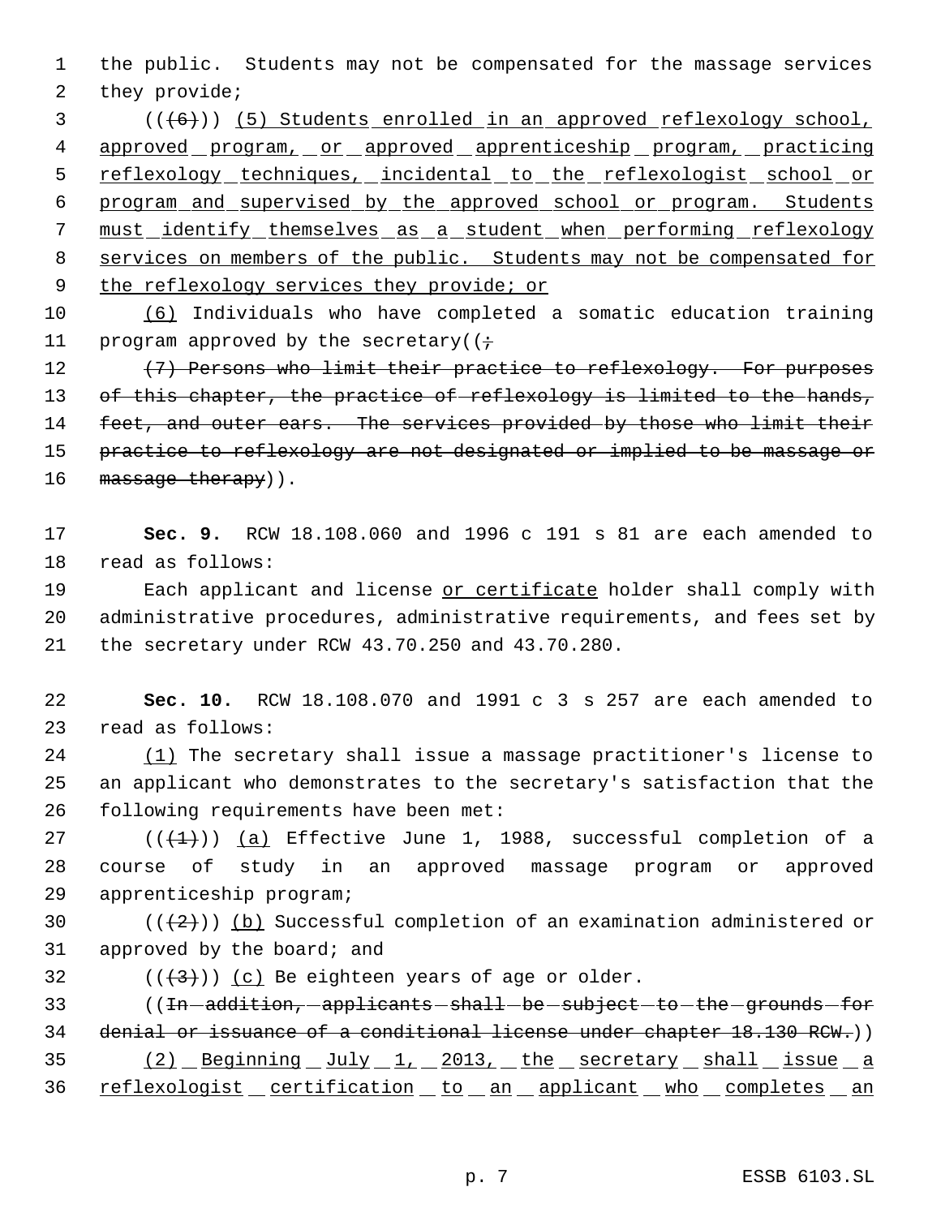the public. Students may not be compensated for the massage services they provide;

((~~(6)~~)) <u>(5) Students enrolled in an approved reflexology school, approved program, or approved apprenticeship program, practicing reflexology techniques, incidental to the reflexologist school or program and supervised by the approved school or program. Students must identify themselves as a student when performing reflexology services on members of the public. Students may not be compensated for the reflexology services they provide; or</u>

<u>(6)</u> Individuals who have completed a somatic education training program approved by the secretary((~~;~~

~~(7) Persons who limit their practice to reflexology. For purposes of this chapter, the practice of reflexology is limited to the hands, feet, and outer ears. The services provided by those who limit their practice to reflexology are not designated or implied to be massage or massage therapy~~)).

**Sec. 9.** RCW 18.108.060 and 1996 c 191 s 81 are each amended to read as follows:

Each applicant and license <u>or certificate</u> holder shall comply with administrative procedures, administrative requirements, and fees set by the secretary under RCW 43.70.250 and 43.70.280.

**Sec. 10.** RCW 18.108.070 and 1991 c 3 s 257 are each amended to read as follows:

<u>(1)</u> The secretary shall issue a massage practitioner's license to an applicant who demonstrates to the secretary's satisfaction that the following requirements have been met:

((~~(1)~~)) <u>(a)</u> Effective June 1, 1988, successful completion of a course of study in an approved massage program or approved apprenticeship program;

((~~(2)~~)) <u>(b)</u> Successful completion of an examination administered or approved by the board; and

((~~(3)~~)) <u>(c)</u> Be eighteen years of age or older.

((~~In addition, applicants shall be subject to the grounds for denial or issuance of a conditional license under chapter 18.130 RCW.~~))

<u>(2) Beginning July 1, 2013, the secretary shall issue a reflexologist certification to an applicant who completes an</u>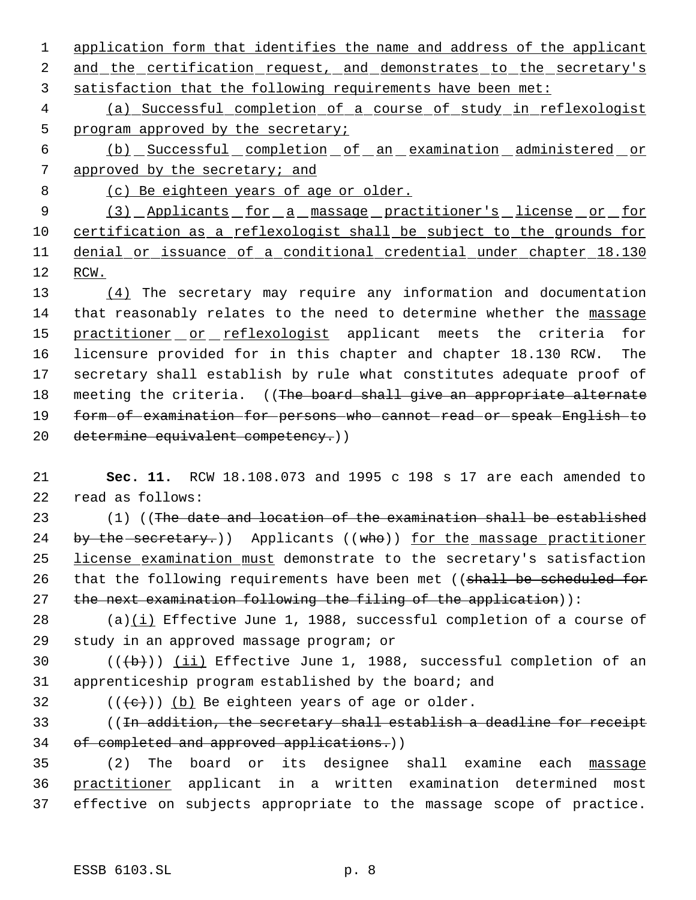application form that identifies the name and address of the applicant and the certification request, and demonstrates to the secretary's satisfaction that the following requirements have been met:

(a) Successful completion of a course of study in reflexologist program approved by the secretary;

(b) Successful completion of an examination administered or approved by the secretary; and

(c) Be eighteen years of age or older.

(3) Applicants for a massage practitioner's license or for certification as a reflexologist shall be subject to the grounds for denial or issuance of a conditional credential under chapter 18.130 RCW.

(4) The secretary may require any information and documentation that reasonably relates to the need to determine whether the massage practitioner or reflexologist applicant meets the criteria for licensure provided for in this chapter and chapter 18.130 RCW. The secretary shall establish by rule what constitutes adequate proof of meeting the criteria. ((~~The board shall give an appropriate alternate form of examination for persons who cannot read or speak English to determine equivalent competency.~~))

**Sec. 11.** RCW 18.108.073 and 1995 c 198 s 17 are each amended to read as follows:

(1) ((~~The date and location of the examination shall be established by the secretary.~~)) Applicants ((~~who~~)) for the massage practitioner license examination must demonstrate to the secretary's satisfaction that the following requirements have been met ((~~shall be scheduled for the next examination following the filing of the application~~)):

(a)(i) Effective June 1, 1988, successful completion of a course of study in an approved massage program; or

((~~(b)~~)) (ii) Effective June 1, 1988, successful completion of an apprenticeship program established by the board; and

((~~(c)~~)) (b) Be eighteen years of age or older.

((~~In addition, the secretary shall establish a deadline for receipt of completed and approved applications.~~))

(2) The board or its designee shall examine each massage practitioner applicant in a written examination determined most effective on subjects appropriate to the massage scope of practice.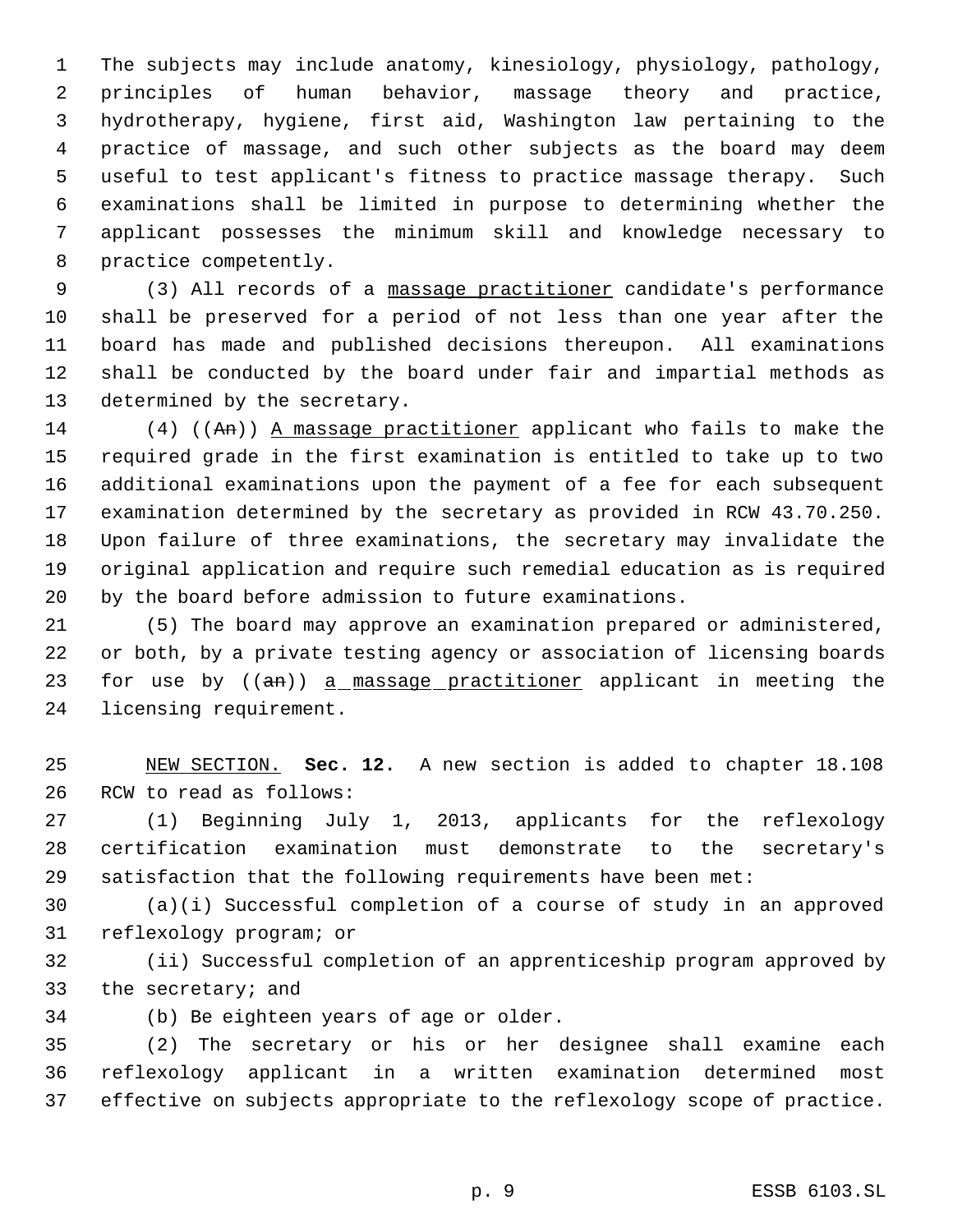The subjects may include anatomy, kinesiology, physiology, pathology, principles of human behavior, massage theory and practice, hydrotherapy, hygiene, first aid, Washington law pertaining to the practice of massage, and such other subjects as the board may deem useful to test applicant's fitness to practice massage therapy. Such examinations shall be limited in purpose to determining whether the applicant possesses the minimum skill and knowledge necessary to practice competently.

(3) All records of a massage practitioner candidate's performance shall be preserved for a period of not less than one year after the board has made and published decisions thereupon. All examinations shall be conducted by the board under fair and impartial methods as determined by the secretary.

(4) ((~~An~~)) A massage practitioner applicant who fails to make the required grade in the first examination is entitled to take up to two additional examinations upon the payment of a fee for each subsequent examination determined by the secretary as provided in RCW 43.70.250. Upon failure of three examinations, the secretary may invalidate the original application and require such remedial education as is required by the board before admission to future examinations.

(5) The board may approve an examination prepared or administered, or both, by a private testing agency or association of licensing boards for use by ((~~an~~)) a massage practitioner applicant in meeting the licensing requirement.

NEW SECTION. **Sec. 12.** A new section is added to chapter 18.108 RCW to read as follows:

(1) Beginning July 1, 2013, applicants for the reflexology certification examination must demonstrate to the secretary's satisfaction that the following requirements have been met:

(a)(i) Successful completion of a course of study in an approved reflexology program; or

(ii) Successful completion of an apprenticeship program approved by the secretary; and

(b) Be eighteen years of age or older.

(2) The secretary or his or her designee shall examine each reflexology applicant in a written examination determined most effective on subjects appropriate to the reflexology scope of practice.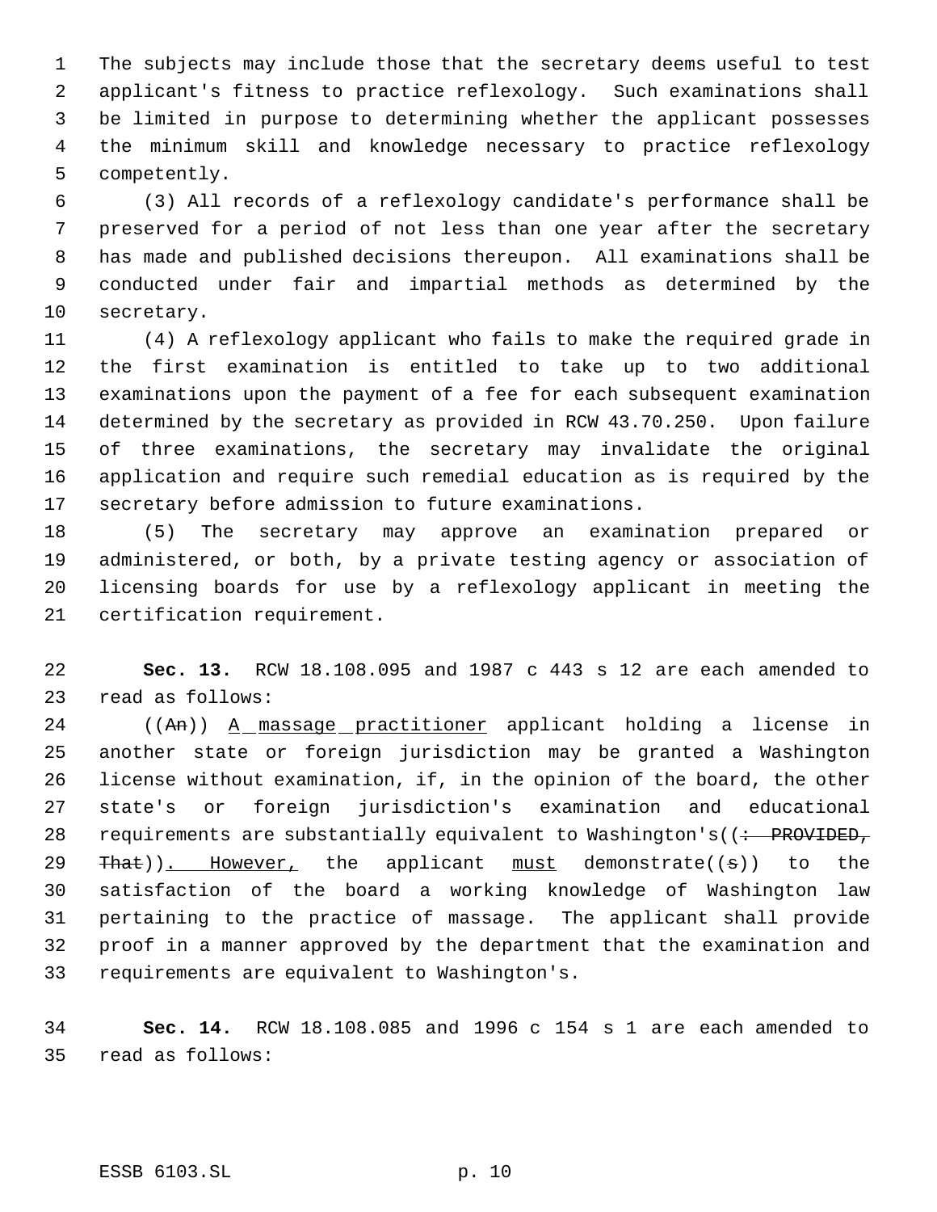The subjects may include those that the secretary deems useful to test applicant's fitness to practice reflexology. Such examinations shall be limited in purpose to determining whether the applicant possesses the minimum skill and knowledge necessary to practice reflexology competently.

(3) All records of a reflexology candidate's performance shall be preserved for a period of not less than one year after the secretary has made and published decisions thereupon. All examinations shall be conducted under fair and impartial methods as determined by the secretary.

(4) A reflexology applicant who fails to make the required grade in the first examination is entitled to take up to two additional examinations upon the payment of a fee for each subsequent examination determined by the secretary as provided in RCW 43.70.250. Upon failure of three examinations, the secretary may invalidate the original application and require such remedial education as is required by the secretary before admission to future examinations.

(5) The secretary may approve an examination prepared or administered, or both, by a private testing agency or association of licensing boards for use by a reflexology applicant in meeting the certification requirement.

**Sec. 13.** RCW 18.108.095 and 1987 c 443 s 12 are each amended to read as follows:

((~~An~~)) <u>A massage practitioner</u> applicant holding a license in another state or foreign jurisdiction may be granted a Washington license without examination, if, in the opinion of the board, the other state's or foreign jurisdiction's examination and educational requirements are substantially equivalent to Washington's((~~: PROVIDED, That~~))<u>. However,</u> the applicant <u>must</u> demonstrate((~~s~~)) to the satisfaction of the board a working knowledge of Washington law pertaining to the practice of massage. The applicant shall provide proof in a manner approved by the department that the examination and requirements are equivalent to Washington's.

**Sec. 14.** RCW 18.108.085 and 1996 c 154 s 1 are each amended to read as follows: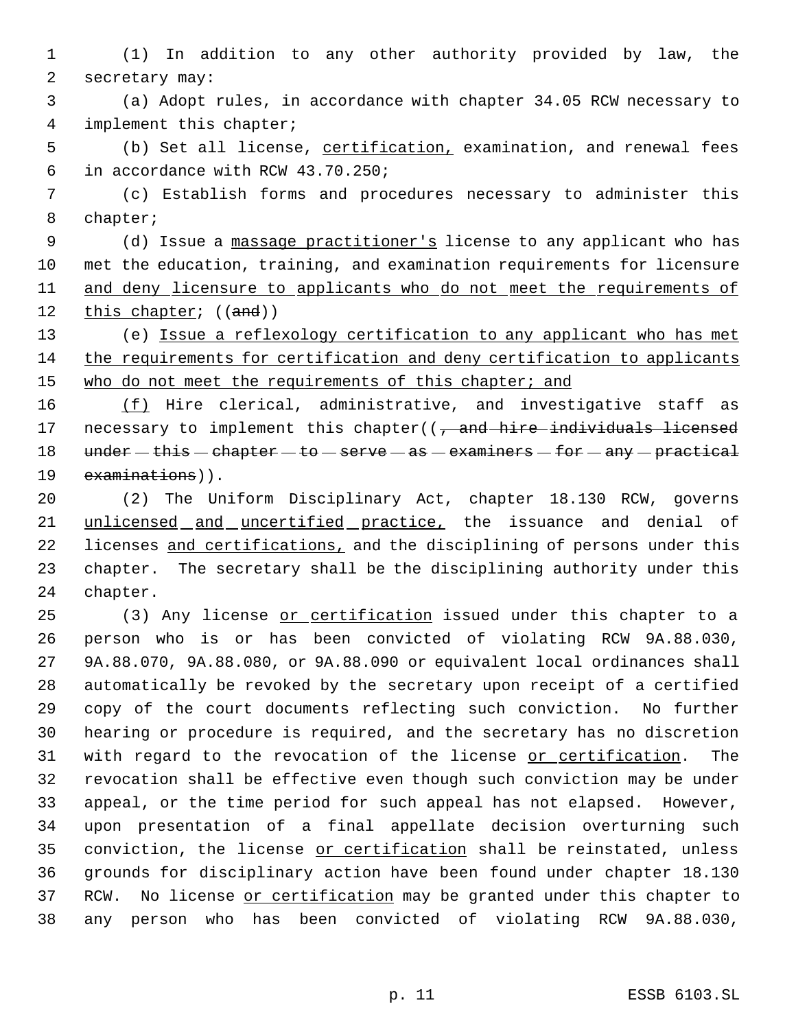(1) In addition to any other authority provided by law, the secretary may:

(a) Adopt rules, in accordance with chapter 34.05 RCW necessary to implement this chapter;

(b) Set all license, certification, examination, and renewal fees in accordance with RCW 43.70.250;

(c) Establish forms and procedures necessary to administer this chapter;

(d) Issue a massage practitioner's license to any applicant who has met the education, training, and examination requirements for licensure and deny licensure to applicants who do not meet the requirements of this chapter; ((~~and~~))

(e) Issue a reflexology certification to any applicant who has met the requirements for certification and deny certification to applicants who do not meet the requirements of this chapter; and

(f) Hire clerical, administrative, and investigative staff as necessary to implement this chapter((~~, and hire individuals licensed under this chapter to serve as examiners for any practical examinations~~)).

(2) The Uniform Disciplinary Act, chapter 18.130 RCW, governs unlicensed and uncertified practice, the issuance and denial of licenses and certifications, and the disciplining of persons under this chapter. The secretary shall be the disciplining authority under this chapter.

(3) Any license or certification issued under this chapter to a person who is or has been convicted of violating RCW 9A.88.030, 9A.88.070, 9A.88.080, or 9A.88.090 or equivalent local ordinances shall automatically be revoked by the secretary upon receipt of a certified copy of the court documents reflecting such conviction. No further hearing or procedure is required, and the secretary has no discretion with regard to the revocation of the license or certification. The revocation shall be effective even though such conviction may be under appeal, or the time period for such appeal has not elapsed. However, upon presentation of a final appellate decision overturning such conviction, the license or certification shall be reinstated, unless grounds for disciplinary action have been found under chapter 18.130 RCW. No license or certification may be granted under this chapter to any person who has been convicted of violating RCW 9A.88.030,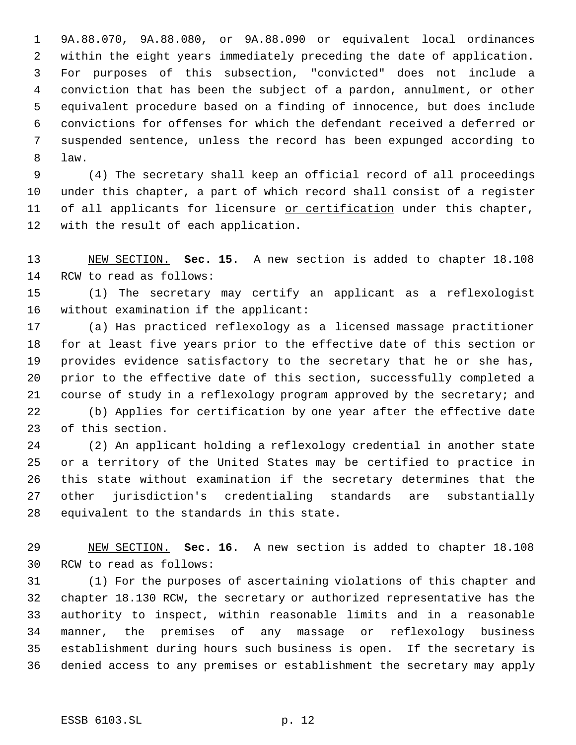9A.88.070, 9A.88.080, or 9A.88.090 or equivalent local ordinances within the eight years immediately preceding the date of application. For purposes of this subsection, "convicted" does not include a conviction that has been the subject of a pardon, annulment, or other equivalent procedure based on a finding of innocence, but does include convictions for offenses for which the defendant received a deferred or suspended sentence, unless the record has been expunged according to law.

(4) The secretary shall keep an official record of all proceedings under this chapter, a part of which record shall consist of a register of all applicants for licensure <u>or certification</u> under this chapter, with the result of each application.

<u>NEW SECTION.</u> **Sec. 15.** A new section is added to chapter 18.108 RCW to read as follows:

(1) The secretary may certify an applicant as a reflexologist without examination if the applicant:

(a) Has practiced reflexology as a licensed massage practitioner for at least five years prior to the effective date of this section or provides evidence satisfactory to the secretary that he or she has, prior to the effective date of this section, successfully completed a course of study in a reflexology program approved by the secretary; and

(b) Applies for certification by one year after the effective date of this section.

(2) An applicant holding a reflexology credential in another state or a territory of the United States may be certified to practice in this state without examination if the secretary determines that the other jurisdiction's credentialing standards are substantially equivalent to the standards in this state.

<u>NEW SECTION.</u> **Sec. 16.** A new section is added to chapter 18.108 RCW to read as follows:

(1) For the purposes of ascertaining violations of this chapter and chapter 18.130 RCW, the secretary or authorized representative has the authority to inspect, within reasonable limits and in a reasonable manner, the premises of any massage or reflexology business establishment during hours such business is open. If the secretary is denied access to any premises or establishment the secretary may apply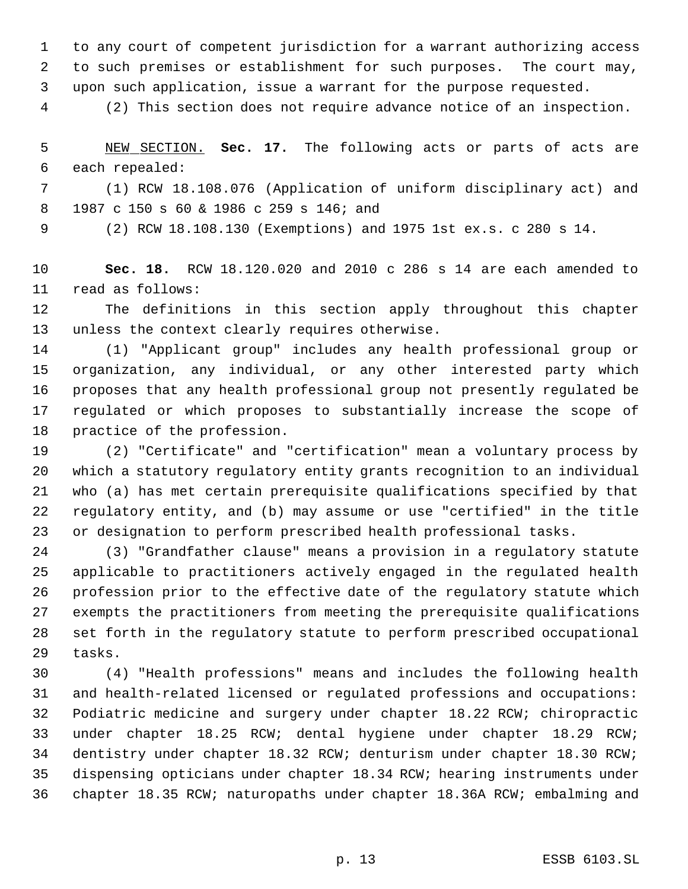to any court of competent jurisdiction for a warrant authorizing access to such premises or establishment for such purposes. The court may, upon such application, issue a warrant for the purpose requested.

(2) This section does not require advance notice of an inspection.

NEW SECTION. **Sec. 17.** The following acts or parts of acts are each repealed:

(1) RCW 18.108.076 (Application of uniform disciplinary act) and 1987 c 150 s 60 & 1986 c 259 s 146; and

(2) RCW 18.108.130 (Exemptions) and 1975 1st ex.s. c 280 s 14.

**Sec. 18.** RCW 18.120.020 and 2010 c 286 s 14 are each amended to read as follows:

The definitions in this section apply throughout this chapter unless the context clearly requires otherwise.

(1) "Applicant group" includes any health professional group or organization, any individual, or any other interested party which proposes that any health professional group not presently regulated be regulated or which proposes to substantially increase the scope of practice of the profession.

(2) "Certificate" and "certification" mean a voluntary process by which a statutory regulatory entity grants recognition to an individual who (a) has met certain prerequisite qualifications specified by that regulatory entity, and (b) may assume or use "certified" in the title or designation to perform prescribed health professional tasks.

(3) "Grandfather clause" means a provision in a regulatory statute applicable to practitioners actively engaged in the regulated health profession prior to the effective date of the regulatory statute which exempts the practitioners from meeting the prerequisite qualifications set forth in the regulatory statute to perform prescribed occupational tasks.

(4) "Health professions" means and includes the following health and health-related licensed or regulated professions and occupations: Podiatric medicine and surgery under chapter 18.22 RCW; chiropractic under chapter 18.25 RCW; dental hygiene under chapter 18.29 RCW; dentistry under chapter 18.32 RCW; denturism under chapter 18.30 RCW; dispensing opticians under chapter 18.34 RCW; hearing instruments under chapter 18.35 RCW; naturopaths under chapter 18.36A RCW; embalming and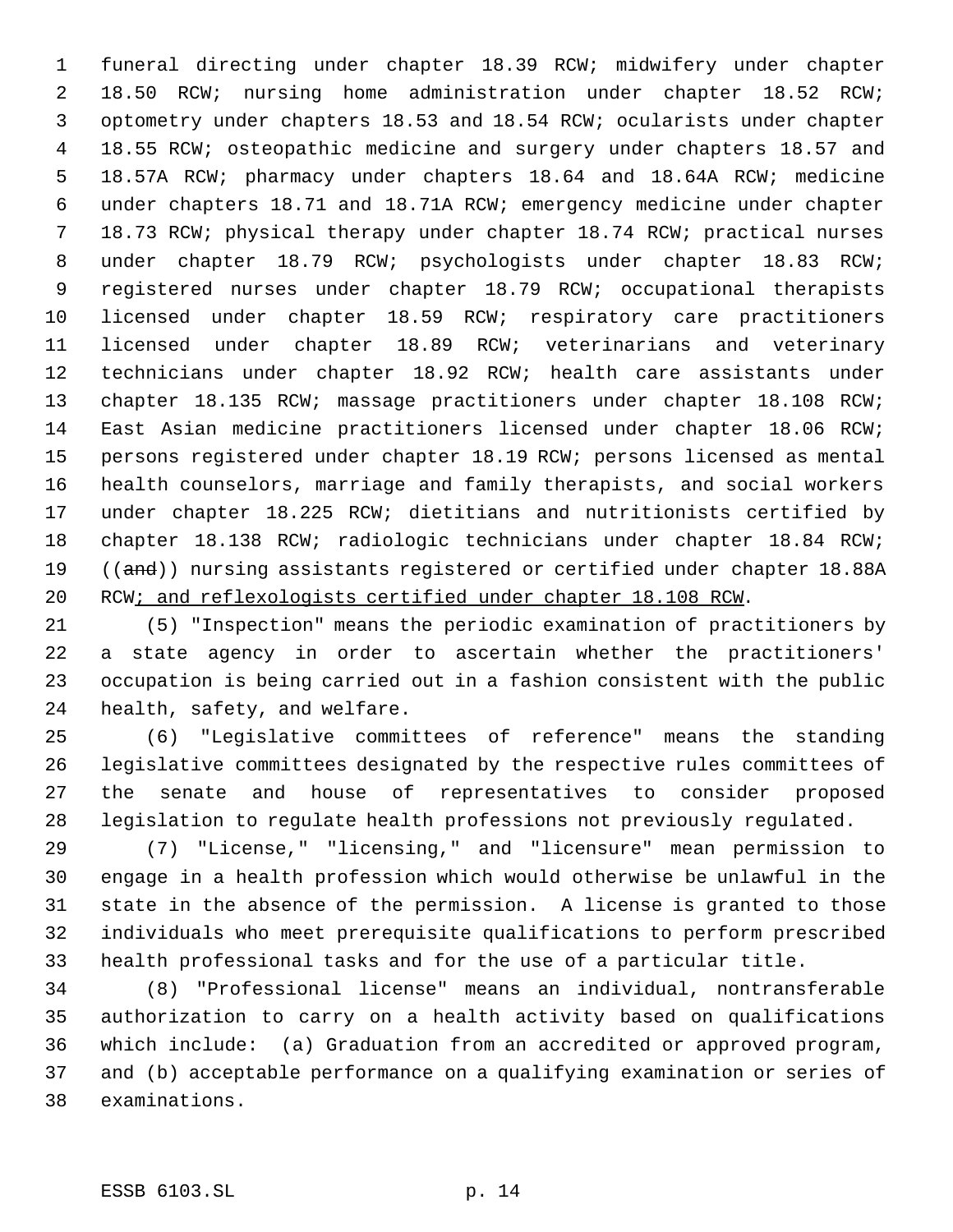funeral directing under chapter 18.39 RCW; midwifery under chapter 18.50 RCW; nursing home administration under chapter 18.52 RCW; optometry under chapters 18.53 and 18.54 RCW; ocularists under chapter 18.55 RCW; osteopathic medicine and surgery under chapters 18.57 and 18.57A RCW; pharmacy under chapters 18.64 and 18.64A RCW; medicine under chapters 18.71 and 18.71A RCW; emergency medicine under chapter 18.73 RCW; physical therapy under chapter 18.74 RCW; practical nurses under chapter 18.79 RCW; psychologists under chapter 18.83 RCW; registered nurses under chapter 18.79 RCW; occupational therapists licensed under chapter 18.59 RCW; respiratory care practitioners licensed under chapter 18.89 RCW; veterinarians and veterinary technicians under chapter 18.92 RCW; health care assistants under chapter 18.135 RCW; massage practitioners under chapter 18.108 RCW; East Asian medicine practitioners licensed under chapter 18.06 RCW; persons registered under chapter 18.19 RCW; persons licensed as mental health counselors, marriage and family therapists, and social workers under chapter 18.225 RCW; dietitians and nutritionists certified by chapter 18.138 RCW; radiologic technicians under chapter 18.84 RCW; ((~~and~~)) nursing assistants registered or certified under chapter 18.88A RCW<u>; and reflexologists certified under chapter 18.108 RCW</u>.

(5) "Inspection" means the periodic examination of practitioners by a state agency in order to ascertain whether the practitioners' occupation is being carried out in a fashion consistent with the public health, safety, and welfare.

(6) "Legislative committees of reference" means the standing legislative committees designated by the respective rules committees of the senate and house of representatives to consider proposed legislation to regulate health professions not previously regulated.

(7) "License," "licensing," and "licensure" mean permission to engage in a health profession which would otherwise be unlawful in the state in the absence of the permission. A license is granted to those individuals who meet prerequisite qualifications to perform prescribed health professional tasks and for the use of a particular title.

(8) "Professional license" means an individual, nontransferable authorization to carry on a health activity based on qualifications which include: (a) Graduation from an accredited or approved program, and (b) acceptable performance on a qualifying examination or series of examinations.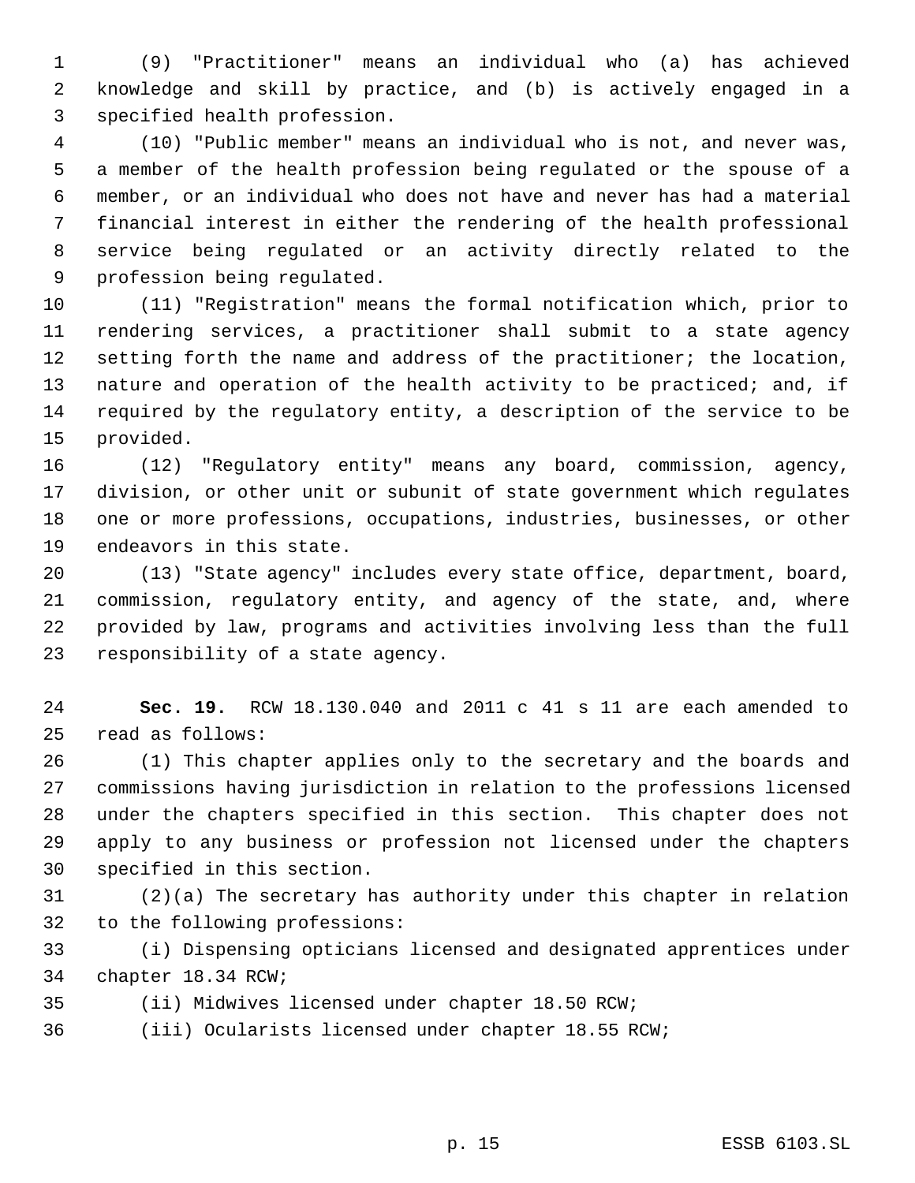(9) "Practitioner" means an individual who (a) has achieved knowledge and skill by practice, and (b) is actively engaged in a specified health profession.

(10) "Public member" means an individual who is not, and never was, a member of the health profession being regulated or the spouse of a member, or an individual who does not have and never has had a material financial interest in either the rendering of the health professional service being regulated or an activity directly related to the profession being regulated.

(11) "Registration" means the formal notification which, prior to rendering services, a practitioner shall submit to a state agency setting forth the name and address of the practitioner; the location, nature and operation of the health activity to be practiced; and, if required by the regulatory entity, a description of the service to be provided.

(12) "Regulatory entity" means any board, commission, agency, division, or other unit or subunit of state government which regulates one or more professions, occupations, industries, businesses, or other endeavors in this state.

(13) "State agency" includes every state office, department, board, commission, regulatory entity, and agency of the state, and, where provided by law, programs and activities involving less than the full responsibility of a state agency.

**Sec. 19.** RCW 18.130.040 and 2011 c 41 s 11 are each amended to read as follows:

(1) This chapter applies only to the secretary and the boards and commissions having jurisdiction in relation to the professions licensed under the chapters specified in this section. This chapter does not apply to any business or profession not licensed under the chapters specified in this section.

(2)(a) The secretary has authority under this chapter in relation to the following professions:

(i) Dispensing opticians licensed and designated apprentices under chapter 18.34 RCW;

(ii) Midwives licensed under chapter 18.50 RCW;

(iii) Ocularists licensed under chapter 18.55 RCW;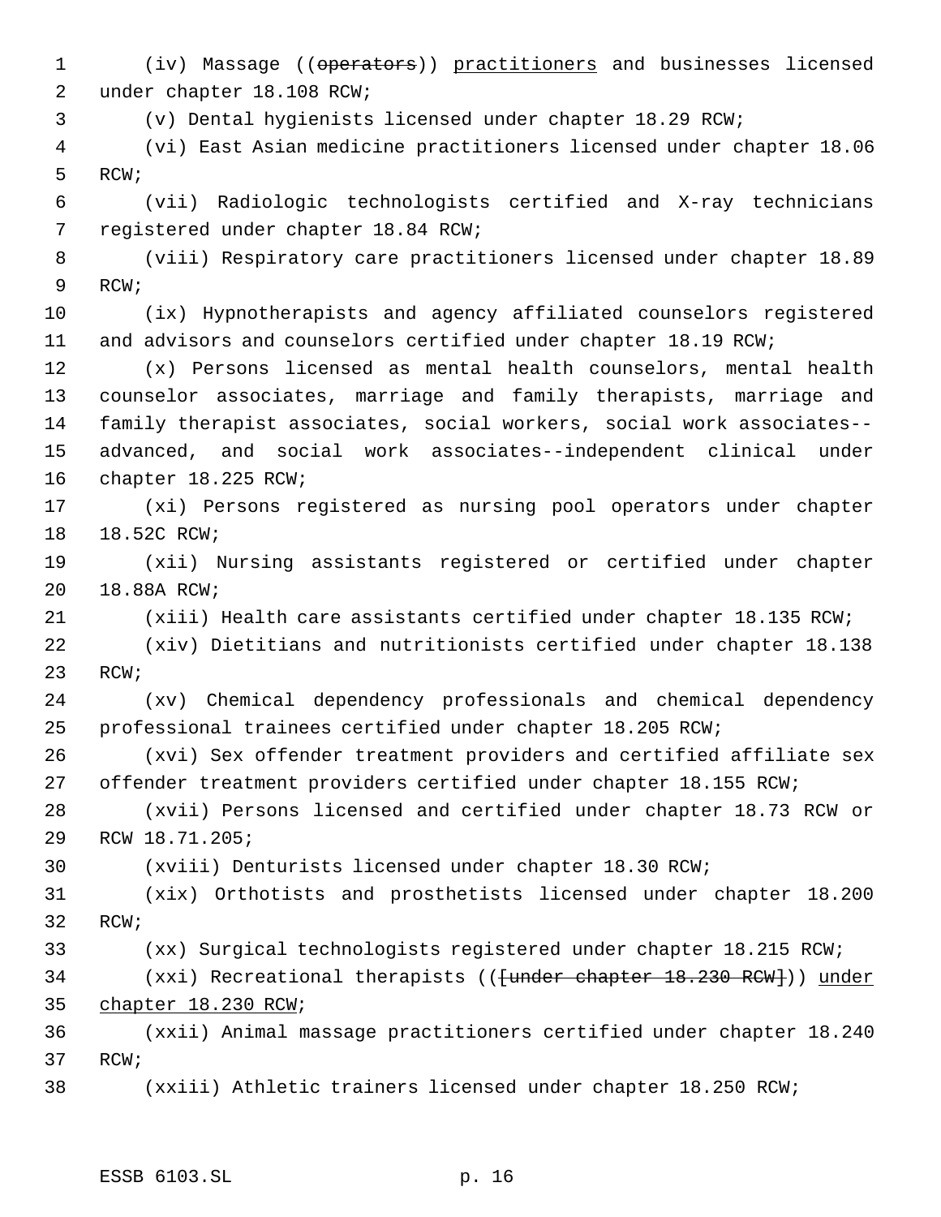(iv) Massage ((~~operators~~)) <u>practitioners</u> and businesses licensed under chapter 18.108 RCW;

(v) Dental hygienists licensed under chapter 18.29 RCW;

(vi) East Asian medicine practitioners licensed under chapter 18.06 RCW;

(vii) Radiologic technologists certified and X-ray technicians registered under chapter 18.84 RCW;

(viii) Respiratory care practitioners licensed under chapter 18.89 RCW;

(ix) Hypnotherapists and agency affiliated counselors registered and advisors and counselors certified under chapter 18.19 RCW;

(x) Persons licensed as mental health counselors, mental health counselor associates, marriage and family therapists, marriage and family therapist associates, social workers, social work associates--advanced, and social work associates--independent clinical under chapter 18.225 RCW;

(xi) Persons registered as nursing pool operators under chapter 18.52C RCW;

(xii) Nursing assistants registered or certified under chapter 18.88A RCW;

(xiii) Health care assistants certified under chapter 18.135 RCW;

(xiv) Dietitians and nutritionists certified under chapter 18.138 RCW;

(xv) Chemical dependency professionals and chemical dependency professional trainees certified under chapter 18.205 RCW;

(xvi) Sex offender treatment providers and certified affiliate sex offender treatment providers certified under chapter 18.155 RCW;

(xvii) Persons licensed and certified under chapter 18.73 RCW or RCW 18.71.205;

(xviii) Denturists licensed under chapter 18.30 RCW;

(xix) Orthotists and prosthetists licensed under chapter 18.200 RCW;

(xx) Surgical technologists registered under chapter 18.215 RCW;

(xxi) Recreational therapists ((~~[under chapter 18.230 RCW]~~)) <u>under chapter 18.230 RCW</u>;

(xxii) Animal massage practitioners certified under chapter 18.240 RCW;

(xxiii) Athletic trainers licensed under chapter 18.250 RCW;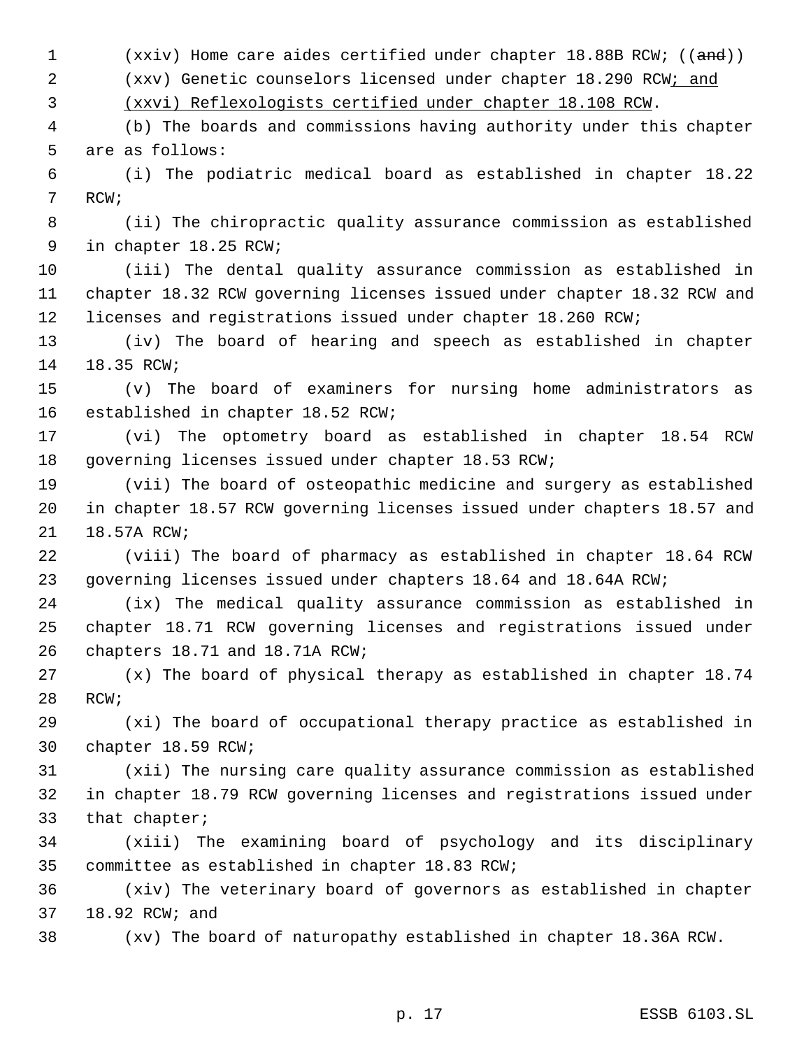(xxiv) Home care aides certified under chapter 18.88B RCW; ((~~and~~))

(xxv) Genetic counselors licensed under chapter 18.290 RCW<u>; and</u>

<u>(xxvi) Reflexologists certified under chapter 18.108 RCW</u>.

(b) The boards and commissions having authority under this chapter are as follows:

(i) The podiatric medical board as established in chapter 18.22 RCW;

(ii) The chiropractic quality assurance commission as established in chapter 18.25 RCW;

(iii) The dental quality assurance commission as established in chapter 18.32 RCW governing licenses issued under chapter 18.32 RCW and licenses and registrations issued under chapter 18.260 RCW;

(iv) The board of hearing and speech as established in chapter 18.35 RCW;

(v) The board of examiners for nursing home administrators as established in chapter 18.52 RCW;

(vi) The optometry board as established in chapter 18.54 RCW governing licenses issued under chapter 18.53 RCW;

(vii) The board of osteopathic medicine and surgery as established in chapter 18.57 RCW governing licenses issued under chapters 18.57 and 18.57A RCW;

(viii) The board of pharmacy as established in chapter 18.64 RCW governing licenses issued under chapters 18.64 and 18.64A RCW;

(ix) The medical quality assurance commission as established in chapter 18.71 RCW governing licenses and registrations issued under chapters 18.71 and 18.71A RCW;

(x) The board of physical therapy as established in chapter 18.74 RCW;

(xi) The board of occupational therapy practice as established in chapter 18.59 RCW;

(xii) The nursing care quality assurance commission as established in chapter 18.79 RCW governing licenses and registrations issued under that chapter;

(xiii) The examining board of psychology and its disciplinary committee as established in chapter 18.83 RCW;

(xiv) The veterinary board of governors as established in chapter 18.92 RCW; and

(xv) The board of naturopathy established in chapter 18.36A RCW.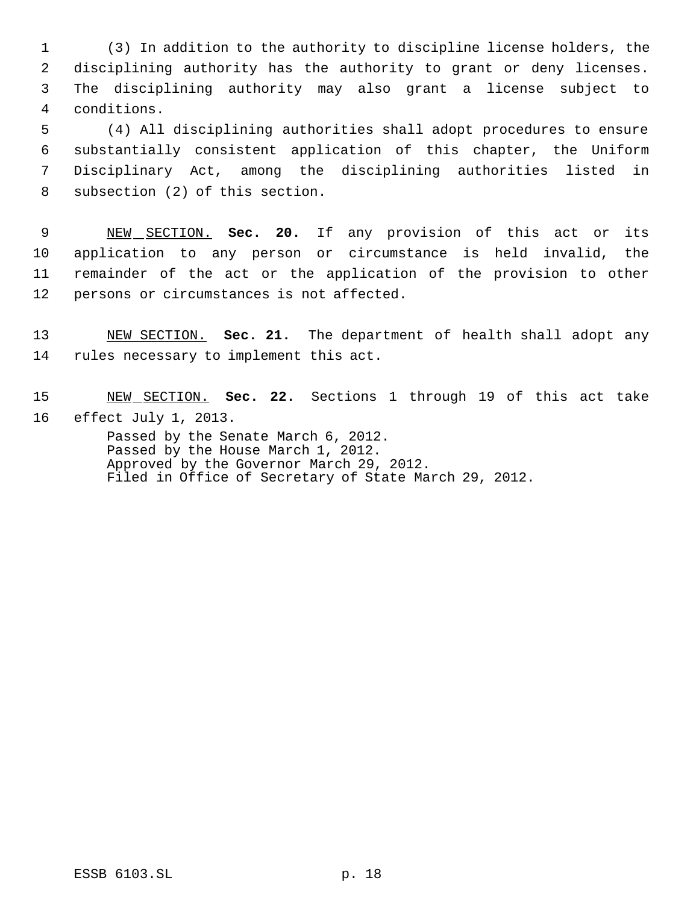(3) In addition to the authority to discipline license holders, the disciplining authority has the authority to grant or deny licenses. The disciplining authority may also grant a license subject to conditions.

(4) All disciplining authorities shall adopt procedures to ensure substantially consistent application of this chapter, the Uniform Disciplinary Act, among the disciplining authorities listed in subsection (2) of this section.

NEW SECTION. **Sec. 20.** If any provision of this act or its application to any person or circumstance is held invalid, the remainder of the act or the application of the provision to other persons or circumstances is not affected.

NEW SECTION. **Sec. 21.** The department of health shall adopt any rules necessary to implement this act.

NEW SECTION. **Sec. 22.** Sections 1 through 19 of this act take effect July 1, 2013.

Passed by the Senate March 6, 2012.
Passed by the House March 1, 2012.
Approved by the Governor March 29, 2012.
Filed in Office of Secretary of State March 29, 2012.